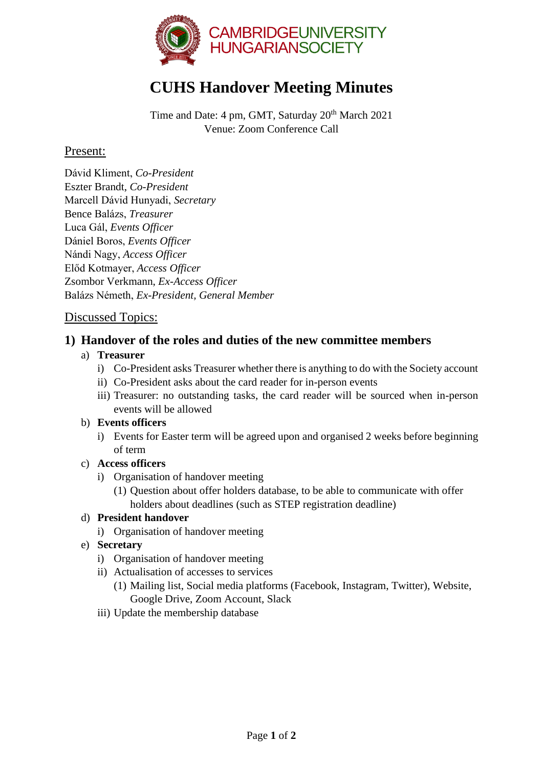CAMBRIDGEUNIVERSITY HUNGARIANSOCIETY

# CUHS Handover Meeting Minutes

Time and Date: 4 pm, GMT, Saturday 20th March 2021
Venue: Zoom Conference Call

## Present:

Dávid Kliment, *Co-President*
Eszter Brandt, *Co-President*
Marcell Dávid Hunyadi, *Secretary*
Bence Balázs, *Treasurer*
Luca Gál, *Events Officer*
Dániel Boros, *Events Officer*
Nándi Nagy, *Access Officer*
Előd Kotmayer, *Access Officer*
Zsombor Verkmann, *Ex-Access Officer*
Balázs Németh, *Ex-President, General Member*

## Discussed Topics:

### 1) Handover of the roles and duties of the new committee members

a) **Treasurer**
   i) Co-President asks Treasurer whether there is anything to do with the Society account
   ii) Co-President asks about the card reader for in-person events
   iii) Treasurer: no outstanding tasks, the card reader will be sourced when in-person events will be allowed

b) **Events officers**
   i) Events for Easter term will be agreed upon and organised 2 weeks before beginning of term

c) **Access officers**
   i) Organisation of handover meeting
      (1) Question about offer holders database, to be able to communicate with offer holders about deadlines (such as STEP registration deadline)

d) **President handover**
   i) Organisation of handover meeting

e) **Secretary**
   i) Organisation of handover meeting
   ii) Actualisation of accesses to services
      (1) Mailing list, Social media platforms (Facebook, Instagram, Twitter), Website, Google Drive, Zoom Account, Slack
   iii) Update the membership database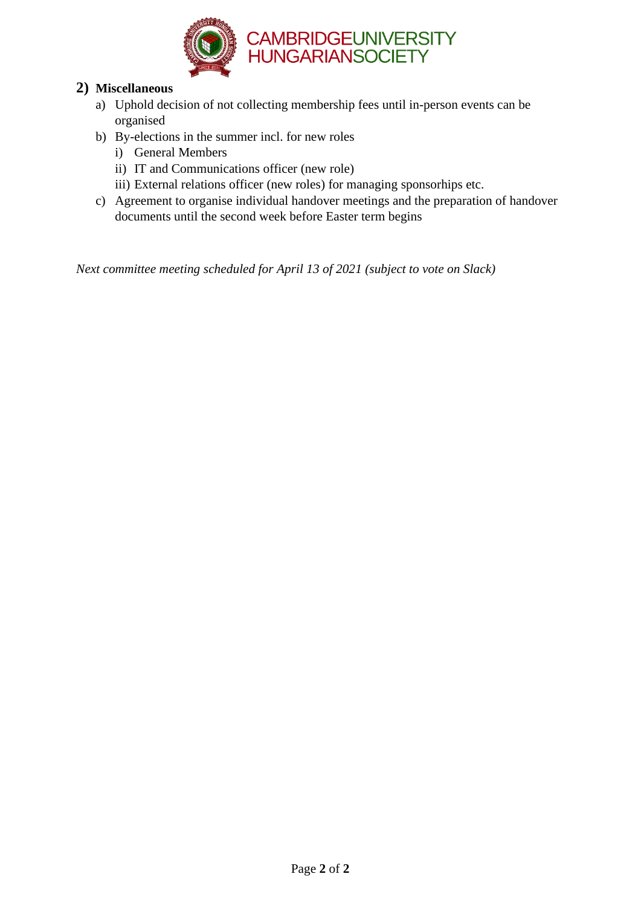## 2) Miscellaneous

a) Uphold decision of not collecting membership fees until in-person events can be organised
b) By-elections in the summer incl. for new roles
   i) General Members
   ii) IT and Communications officer (new role)
   iii) External relations officer (new roles) for managing sponsorhips etc.
c) Agreement to organise individual handover meetings and the preparation of handover documents until the second week before Easter term begins

*Next committee meeting scheduled for April 13 of 2021 (subject to vote on Slack)*